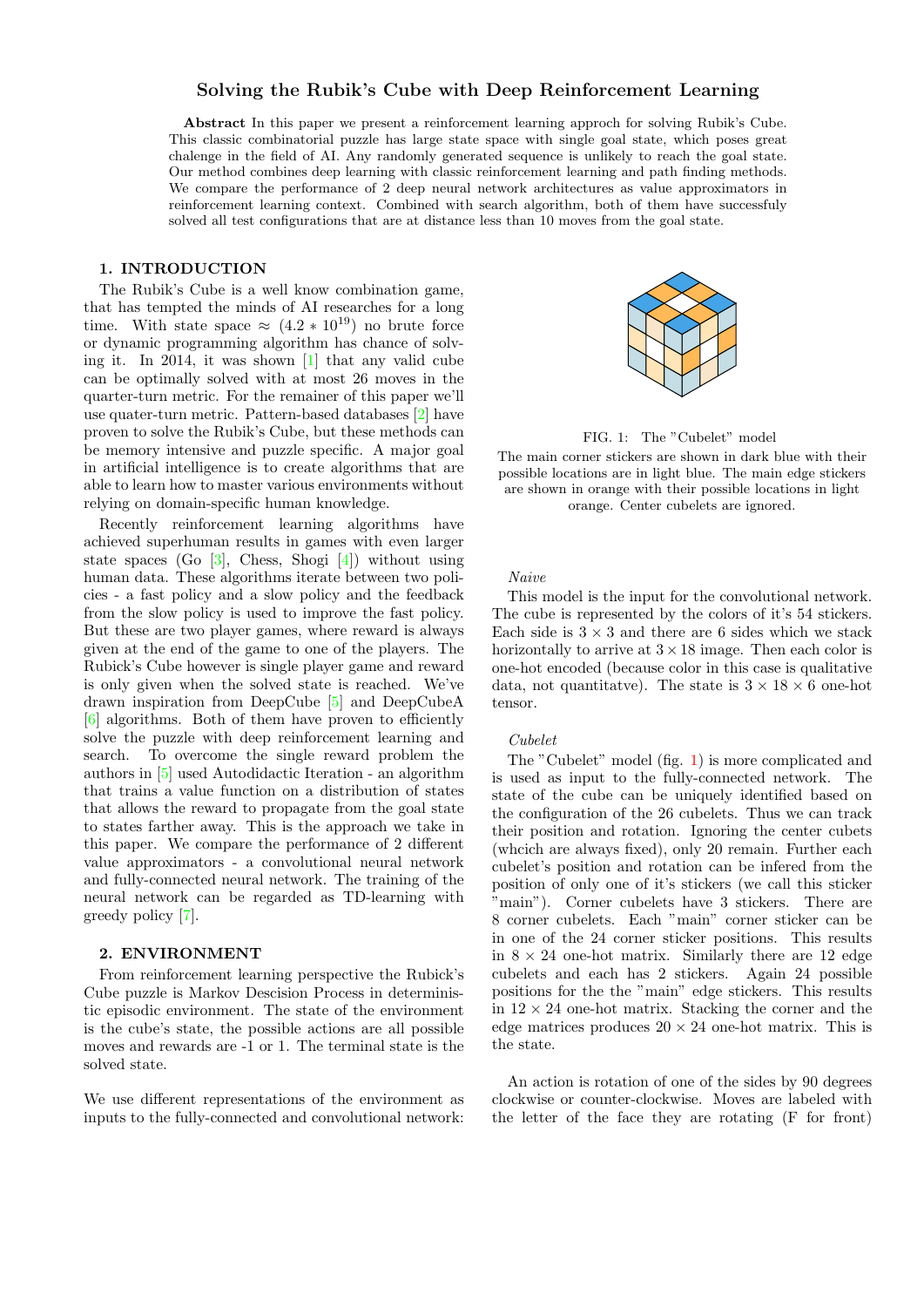# Solving the Rubik's Cube with Deep Reinforcement Learning

**Abstract** In this paper we present a reinforcement learning approch for solving Rubik's Cube. This classic combinatorial puzzle has large state space with single goal state, which poses great chalenge in the field of AI. Any randomly generated sequence is unlikely to reach the goal state. Our method combines deep learning with classic reinforcement learning and path finding methods. We compare the performance of 2 deep neural network architectures as value approximators in reinforcement learning context. Combined with search algorithm, both of them have successfuly solved all test configurations that are at distance less than 10 moves from the goal state.

## 1. INTRODUCTION

The Rubik's Cube is a well know combination game, that has tempted the minds of AI researches for a long time. With state space $\approx (4.2 * 10^{19})$ no brute force or dynamic programming algorithm has chance of solving it. In 2014, it was shown [1] that any valid cube can be optimally solved with at most 26 moves in the quarter-turn metric. For the remainer of this paper we'll use quater-turn metric. Pattern-based databases [2] have proven to solve the Rubik's Cube, but these methods can be memory intensive and puzzle specific. A major goal in artificial intelligence is to create algorithms that are able to learn how to master various environments without relying on domain-specific human knowledge.

Recently reinforcement learning algorithms have achieved superhuman results in games with even larger state spaces (Go [3], Chess, Shogi [4]) without using human data. These algorithms iterate between two policies - a fast policy and a slow policy and the feedback from the slow policy is used to improve the fast policy. But these are two player games, where reward is always given at the end of the game to one of the players. The Rubick's Cube however is single player game and reward is only given when the solved state is reached. We've drawn inspiration from DeepCube [5] and DeepCubeA [6] algorithms. Both of them have proven to efficiently solve the puzzle with deep reinforcement learning and search. To overcome the single reward problem the authors in [5] used Autodidactic Iteration - an algorithm that trains a value function on a distribution of states that allows the reward to propagate from the goal state to states farther away. This is the approach we take in this paper. We compare the performance of 2 different value approximators - a convolutional neural network and fully-connected neural network. The training of the neural network can be regarded as TD-learning with greedy policy [7].

## 2. ENVIRONMENT

From reinforcement learning perspective the Rubick's Cube puzzle is Markov Descision Process in deterministic episodic environment. The state of the environment is the cube's state, the possible actions are all possible moves and rewards are -1 or 1. The terminal state is the solved state.

We use different representations of the environment as inputs to the fully-connected and convolutional network:

FIG. 1: The "Cubelet" model

The main corner stickers are shown in dark blue with their possible locations are in light blue. The main edge stickers are shown in orange with their possible locations in light orange. Center cubelets are ignored.

*Naive*

This model is the input for the convolutional network. The cube is represented by the colors of it's 54 stickers. Each side is $3 \times 3$ and there are 6 sides which we stack horizontally to arrive at $3 \times 18$ image. Then each color is one-hot encoded (because color in this case is qualitative data, not quantitatve). The state is $3 \times 18 \times 6$ one-hot tensor.

*Cubelet*

The "Cubelet" model (fig. 1) is more complicated and is used as input to the fully-connected network. The state of the cube can be uniquely identified based on the configuration of the 26 cubelets. Thus we can track their position and rotation. Ignoring the center cubets (whcich are always fixed), only 20 remain. Further each cubelet's position and rotation can be infered from the position of only one of it's stickers (we call this sticker "main"). Corner cubelets have 3 stickers. There are 8 corner cubelets. Each "main" corner sticker can be in one of the 24 corner sticker positions. This results in $8 \times 24$ one-hot matrix. Similarly there are 12 edge cubelets and each has 2 stickers. Again 24 possible positions for the the "main" edge stickers. This results in $12 \times 24$ one-hot matrix. Stacking the corner and the edge matrices produces $20 \times 24$ one-hot matrix. This is the state.

An action is rotation of one of the sides by 90 degrees clockwise or counter-clockwise. Moves are labeled with the letter of the face they are rotating (F for front)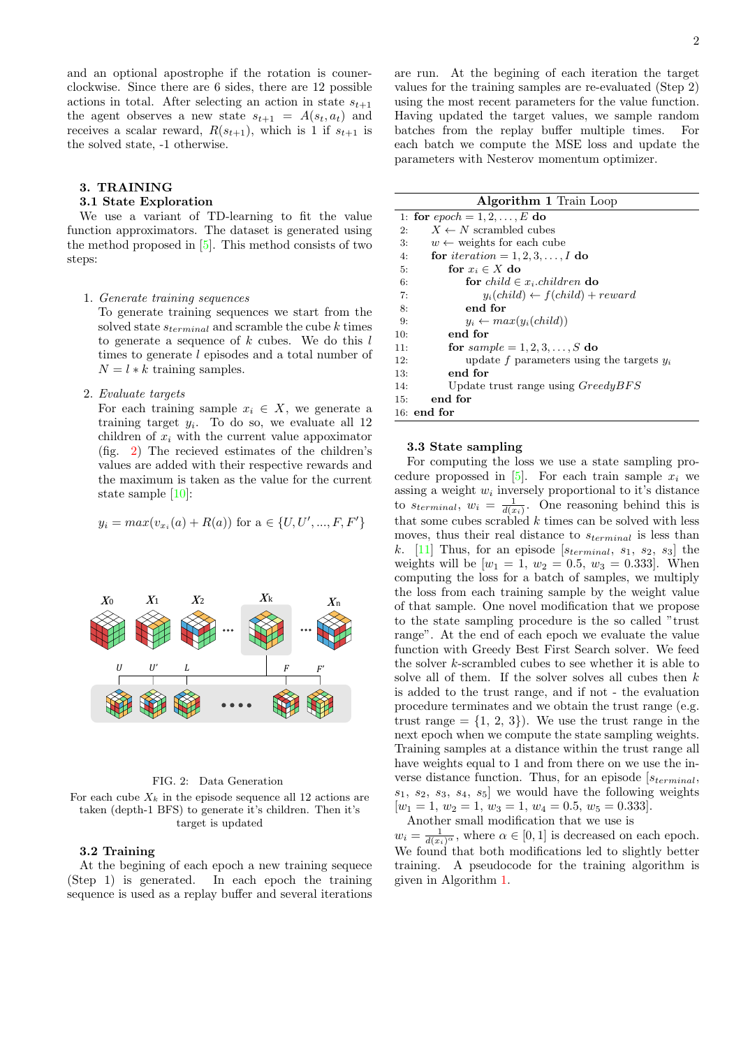and an optional apostrophe if the rotation is counerclockwise. Since there are 6 sides, there are 12 possible actions in total. After selecting an action in state $s_{t+1}$ the agent observes a new state $s_{t+1} = A(s_t, a_t)$ and receives a scalar reward, $R(s_{t+1})$, which is 1 if $s_{t+1}$ is the solved state, -1 otherwise.

## 3. TRAINING

### 3.1 State Exploration

We use a variant of TD-learning to fit the value function approximators. The dataset is generated using the method proposed in [5]. This method consists of two steps:

1. *Generate training sequences*
   To generate training sequences we start from the solved state $s_{terminal}$ and scramble the cube $k$ times to generate a sequence of $k$ cubes. We do this $l$ times to generate $l$ episodes and a total number of $N = l * k$ training samples.

2. *Evaluate targets*
   For each training sample $x_i \in X$, we generate a training target $y_i$. To do so, we evaluate all 12 children of $x_i$ with the current value appoximator (fig. 2) The recieved estimates of the children's values are added with their respective rewards and the maximum is taken as the value for the current state sample [10]:

   $y_i = max(v_{x_i}(a) + R(a))$ for a $\in \{U, U', ..., F, F'\}$

FIG. 2: Data Generation

For each cube $X_k$ in the episode sequence all 12 actions are taken (depth-1 BFS) to generate it's children. Then it's target is updated

### 3.2 Training

At the begining of each epoch a new training sequece (Step 1) is generated. In each epoch the training sequence is used as a replay buffer and several iterations are run. At the begining of each iteration the target values for the training samples are re-evaluated (Step 2) using the most recent parameters for the value function. Having updated the target values, we sample random batches from the replay buffer multiple times. For each batch we compute the MSE loss and update the parameters with Nesterov momentum optimizer.

**Algorithm 1** Train Loop

```
1:  for epoch = 1, 2, ..., E do
2:      X ← N scrambled cubes
3:      w ← weights for each cube
4:      for iteration = 1, 2, 3, ..., I do
5:          for x_i ∈ X do
6:              for child ∈ x_i.children do
7:                  y_i(child) ← f(child) + reward
8:              end for
9:              y_i ← max(y_i(child))
10:         end for
11:         for sample = 1, 2, 3, ..., S do
12:             update f parameters using the targets y_i
13:         end for
14:         Update trust range using GreedyBFS
15:     end for
16: end for
```

### 3.3 State sampling

For computing the loss we use a state sampling procedure propossed in [5]. For each train sample $x_i$ we assing a weight $w_i$ inversely proportional to it's distance to $s_{terminal}$, $w_i = \frac{1}{d(x_i)}$. One reasoning behind this is that some cubes scrabled $k$ times can be solved with less moves, thus their real distance to $s_{terminal}$ is less than $k$. [11] Thus, for an episode [$s_{terminal}$, $s_1$, $s_2$, $s_3$] the weights will be [$w_1 = 1$, $w_2 = 0.5$, $w_3 = 0.333$]. When computing the loss for a batch of samples, we multiply the loss from each training sample by the weight value of that sample. One novel modification that we propose to the state sampling procedure is the so called "trust range". At the end of each epoch we evaluate the value function with Greedy Best First Search solver. We feed the solver $k$-scrambled cubes to see whether it is able to solve all of them. If the solver solves all cubes then $k$ is added to the trust range, and if not - the evaluation procedure terminates and we obtain the trust range (e.g. trust range = {1, 2, 3}). We use the trust range in the next epoch when we compute the state sampling weights. Training samples at a distance within the trust range all have weights equal to 1 and from there on we use the inverse distance function. Thus, for an episode [$s_{terminal}$, $s_1$, $s_2$, $s_3$, $s_4$, $s_5$] we would have the following weights [$w_1 = 1$, $w_2 = 1$, $w_3 = 1$, $w_4 = 0.5$, $w_5 = 0.333$].

Another small modification that we use is $w_i = \frac{1}{d(x_i)^{\alpha}}$, where $\alpha \in [0, 1]$ is decreased on each epoch. We found that both modifications led to slightly better training. A pseudocode for the training algorithm is given in Algorithm 1.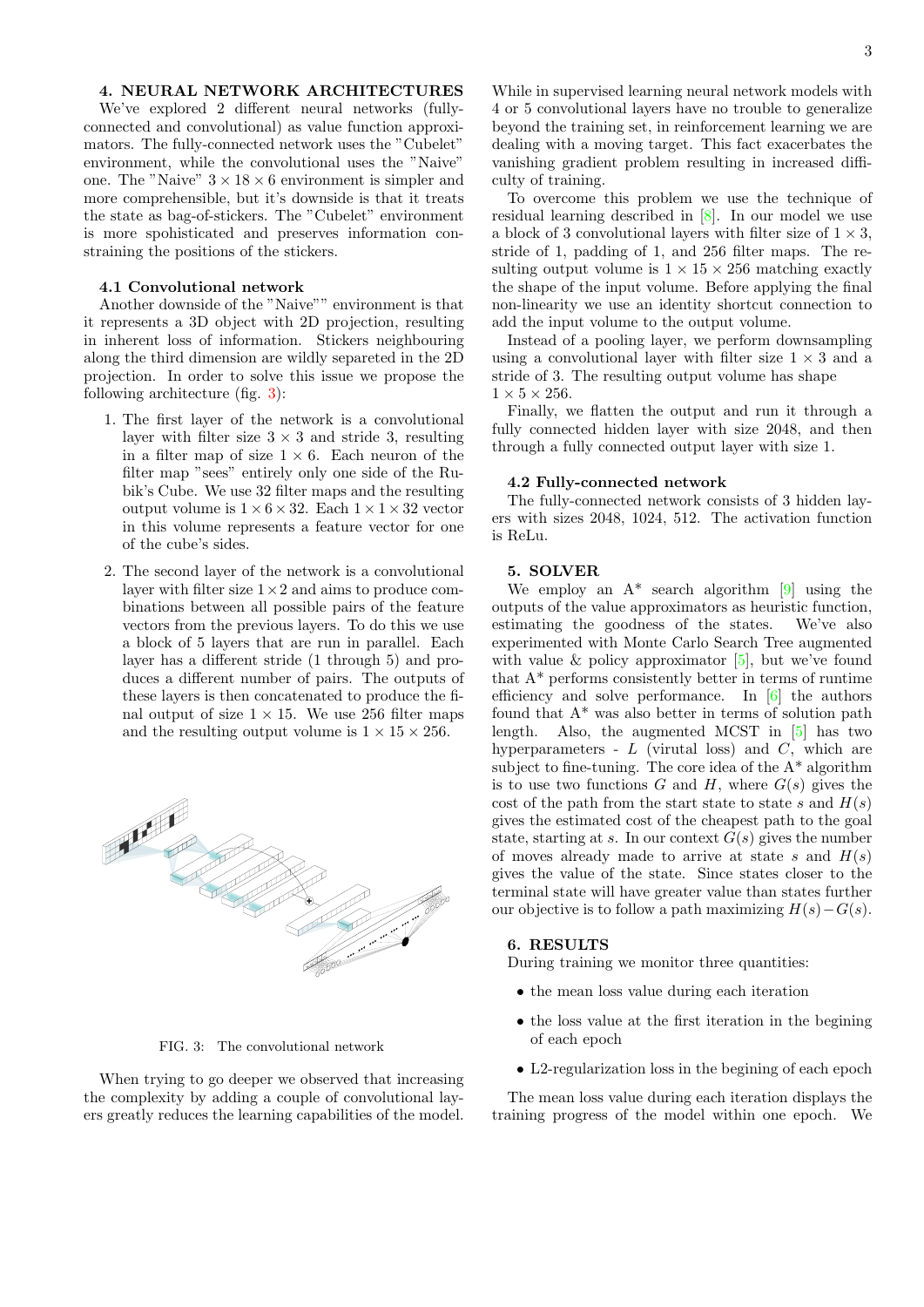## 4. NEURAL NETWORK ARCHITECTURES

We've explored 2 different neural networks (fully-connected and convolutional) as value function approximators. The fully-connected network uses the "Cubelet" environment, while the convolutional uses the "Naive" one. The "Naive" $3 \times 18 \times 6$ environment is simpler and more comprehensible, but it's downside is that it treats the state as bag-of-stickers. The "Cubelet" environment is more spohisticated and preserves information constraining the positions of the stickers.

### 4.1 Convolutional network

Another downside of the "Naive"" environment is that it represents a 3D object with 2D projection, resulting in inherent loss of information. Stickers neighbouring along the third dimension are wildly separeted in the 2D projection. In order to solve this issue we propose the following architecture (fig. 3):

1. The first layer of the network is a convolutional layer with filter size $3 \times 3$ and stride 3, resulting in a filter map of size $1 \times 6$. Each neuron of the filter map "sees" entirely only one side of the Rubik's Cube. We use 32 filter maps and the resulting output volume is $1 \times 6 \times 32$. Each $1 \times 1 \times 32$ vector in this volume represents a feature vector for one of the cube's sides.

2. The second layer of the network is a convolutional layer with filter size $1 \times 2$ and aims to produce combinations between all possible pairs of the feature vectors from the previous layers. To do this we use a block of 5 layers that are run in parallel. Each layer has a different stride (1 through 5) and produces a different number of pairs. The outputs of these layers is then concatenated to produce the final output of size $1 \times 15$. We use 256 filter maps and the resulting output volume is $1 \times 15 \times 256$.

FIG. 3: The convolutional network

When trying to go deeper we observed that increasing the complexity by adding a couple of convolutional layers greatly reduces the learning capabilities of the model. While in supervised learning neural network models with 4 or 5 convolutional layers have no trouble to generalize beyond the training set, in reinforcement learning we are dealing with a moving target. This fact exacerbates the vanishing gradient problem resulting in increased difficulty of training.

To overcome this problem we use the technique of residual learning described in [8]. In our model we use a block of 3 convolutional layers with filter size of $1 \times 3$, stride of 1, padding of 1, and 256 filter maps. The resulting output volume is $1 \times 15 \times 256$ matching exactly the shape of the input volume. Before applying the final non-linearity we use an identity shortcut connection to add the input volume to the output volume.

Instead of a pooling layer, we perform downsampling using a convolutional layer with filter size $1 \times 3$ and a stride of 3. The resulting output volume has shape $1 \times 5 \times 256$.

Finally, we flatten the output and run it through a fully connected hidden layer with size 2048, and then through a fully connected output layer with size 1.

### 4.2 Fully-connected network

The fully-connected network consists of 3 hidden layers with sizes 2048, 1024, 512. The activation function is ReLu.

## 5. SOLVER

We employ an A* search algorithm [9] using the outputs of the value approximators as heuristic function, estimating the goodness of the states. We've also experimented with Monte Carlo Search Tree augmented with value & policy approximator [5], but we've found that A* performs consistently better in terms of runtime efficiency and solve performance. In [6] the authors found that A* was also better in terms of solution path length. Also, the augmented MCST in [5] has two hyperparameters - $L$ (virutal loss) and $C$, which are subject to fine-tuning. The core idea of the A* algorithm is to use two functions $G$ and $H$, where $G(s)$ gives the cost of the path from the start state to state $s$ and $H(s)$ gives the estimated cost of the cheapest path to the goal state, starting at $s$. In our context $G(s)$ gives the number of moves already made to arrive at state $s$ and $H(s)$ gives the value of the state. Since states closer to the terminal state will have greater value than states further our objective is to follow a path maximizing $H(s) - G(s)$.

## 6. RESULTS

During training we monitor three quantities:

- the mean loss value during each iteration
- the loss value at the first iteration in the begining of each epoch
- L2-regularization loss in the begining of each epoch

The mean loss value during each iteration displays the training progress of the model within one epoch. We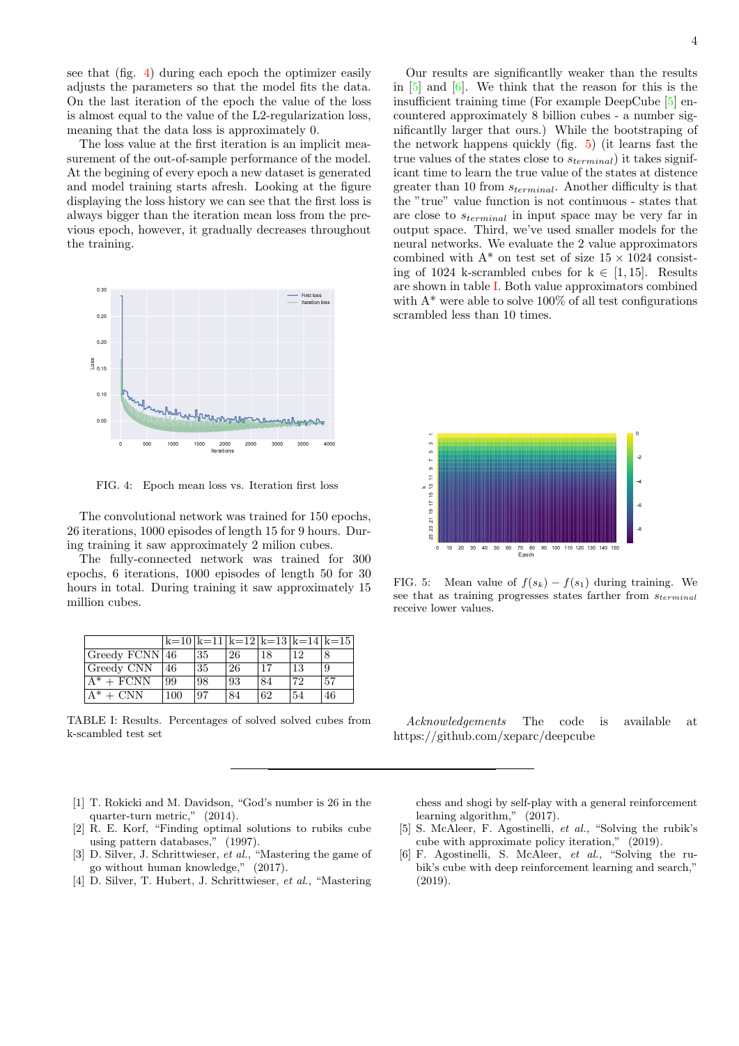see that (fig. 4) during each epoch the optimizer easily adjusts the parameters so that the model fits the data. On the last iteration of the epoch the value of the loss is almost equal to the value of the L2-regularization loss, meaning that the data loss is approximately 0.

The loss value at the first iteration is an implicit measurement of the out-of-sample performance of the model. At the begining of every epoch a new dataset is generated and model training starts afresh. Looking at the figure displaying the loss history we can see that the first loss is always bigger than the iteration mean loss from the previous epoch, however, it gradually decreases throughout the training.

FIG. 4: Epoch mean loss vs. Iteration first loss

The convolutional network was trained for 150 epochs, 26 iterations, 1000 episodes of length 15 for 9 hours. During training it saw approximately 2 milion cubes.

The fully-connected network was trained for 300 epochs, 6 iterations, 1000 episodes of length 50 for 30 hours in total. During training it saw approximately 15 million cubes.

| | k=10 | k=11 | k=12 | k=13 | k=14 | k=15 |
|---|---|---|---|---|---|---|
| Greedy FCNN | 46 | 35 | 26 | 18 | 12 | 8 |
| Greedy CNN | 46 | 35 | 26 | 17 | 13 | 9 |
| A* + FCNN | 99 | 98 | 93 | 84 | 72 | 57 |
| A* + CNN | 100 | 97 | 84 | 62 | 54 | 46 |

TABLE I: Results. Percentages of solved solved cubes from k-scambled test set

Our results are significantlly weaker than the results in [5] and [6]. We think that the reason for this is the insufficient training time (For example DeepCube [5] encountered approximately 8 billion cubes - a number significantlly larger that ours.) While the bootstraping of the network happens quickly (fig. 5) (it learns fast the true values of the states close to $s_{terminal}$) it takes significant time to learn the true value of the states at distence greater than 10 from $s_{terminal}$. Another difficulty is that the "true" value function is not continuous - states that are close to $s_{terminal}$ in input space may be very far in output space. Third, we've used smaller models for the neural networks. We evaluate the 2 value approximators combined with A* on test set of size $15 \times 1024$ consisting of 1024 k-scrambled cubes for $k \in [1, 15]$. Results are shown in table I. Both value approximators combined with A* were able to solve 100% of all test configurations scrambled less than 10 times.

FIG. 5: Mean value of $f(s_k) - f(s_1)$ during training. We see that as training progresses states farther from $s_{terminal}$ receive lower values.

*Acknowledgements* The code is available at https://github.com/xeparc/deepcube

---

[1] T. Rokicki and M. Davidson, "God's number is 26 in the quarter-turn metric," (2014).

[2] R. E. Korf, "Finding optimal solutions to rubiks cube using pattern databases," (1997).

[3] D. Silver, J. Schrittwieser, *et al.*, "Mastering the game of go without human knowledge," (2017).

[4] D. Silver, T. Hubert, J. Schrittwieser, *et al.*, "Mastering chess and shogi by self-play with a general reinforcement learning algorithm," (2017).

[5] S. McAleer, F. Agostinelli, *et al.*, "Solving the rubik's cube with approximate policy iteration," (2019).

[6] F. Agostinelli, S. McAleer, *et al.*, "Solving the rubik's cube with deep reinforcement learning and search," (2019).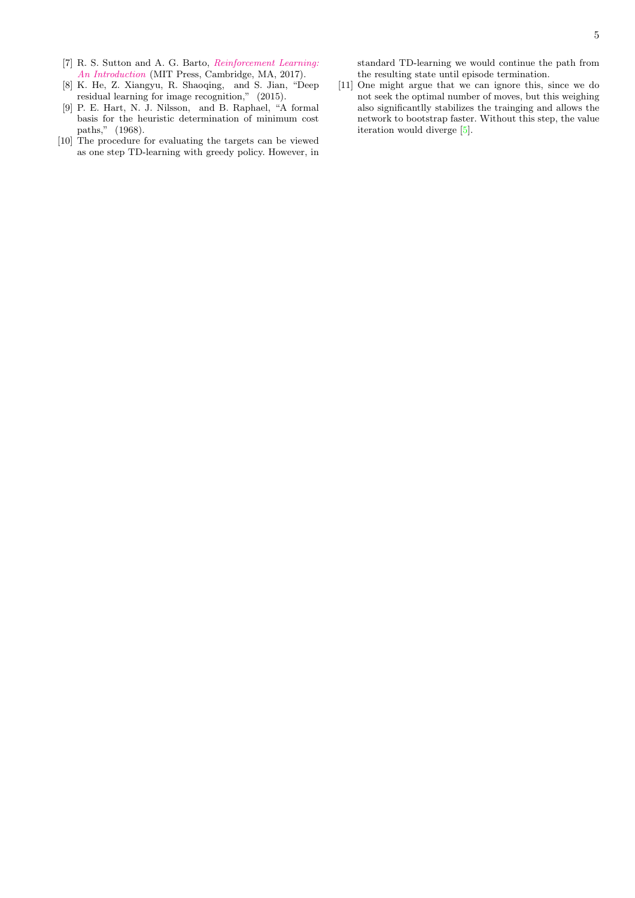[7] R. S. Sutton and A. G. Barto, *Reinforcement Learning: An Introduction* (MIT Press, Cambridge, MA, 2017).

[8] K. He, Z. Xiangyu, R. Shaoqing, and S. Jian, "Deep residual learning for image recognition," (2015).

[9] P. E. Hart, N. J. Nilsson, and B. Raphael, "A formal basis for the heuristic determination of minimum cost paths," (1968).

[10] The procedure for evaluating the targets can be viewed as one step TD-learning with greedy policy. However, in standard TD-learning we would continue the path from the resulting state until episode termination.

[11] One might argue that we can ignore this, since we do not seek the optimal number of moves, but this weighing also significantlly stabilizes the trainging and allows the network to bootstrap faster. Without this step, the value iteration would diverge [5].